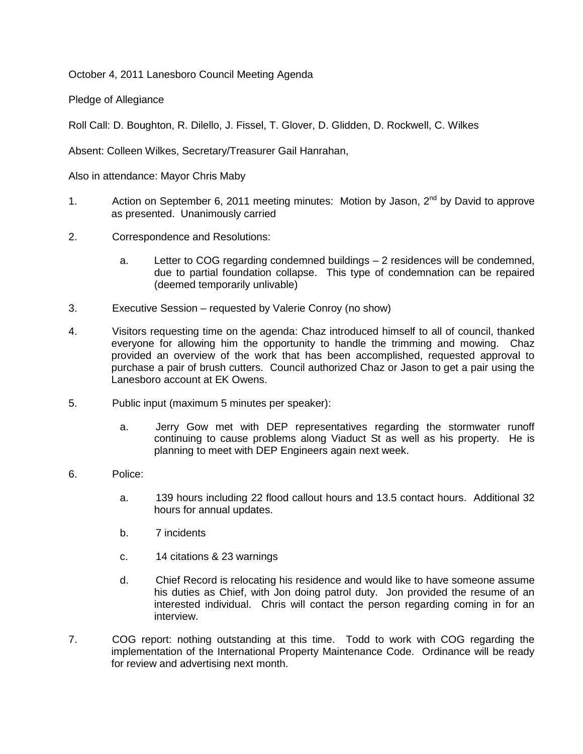October 4, 2011 Lanesboro Council Meeting Agenda

Pledge of Allegiance

Roll Call: D. Boughton, R. Dilello, J. Fissel, T. Glover, D. Glidden, D. Rockwell, C. Wilkes

Absent: Colleen Wilkes, Secretary/Treasurer Gail Hanrahan,

Also in attendance: Mayor Chris Maby

1. Action on September 6, 2011 meeting minutes: Motion by Jason, 2nd by David to approve as presented. Unanimously carried

2. Correspondence and Resolutions:

   a. Letter to COG regarding condemned buildings – 2 residences will be condemned, due to partial foundation collapse. This type of condemnation can be repaired (deemed temporarily unlivable)

3. Executive Session – requested by Valerie Conroy (no show)

4. Visitors requesting time on the agenda: Chaz introduced himself to all of council, thanked everyone for allowing him the opportunity to handle the trimming and mowing. Chaz provided an overview of the work that has been accomplished, requested approval to purchase a pair of brush cutters. Council authorized Chaz or Jason to get a pair using the Lanesboro account at EK Owens.

5. Public input (maximum 5 minutes per speaker):

   a. Jerry Gow met with DEP representatives regarding the stormwater runoff continuing to cause problems along Viaduct St as well as his property. He is planning to meet with DEP Engineers again next week.

6. Police:

   a. 139 hours including 22 flood callout hours and 13.5 contact hours. Additional 32 hours for annual updates.

   b. 7 incidents

   c. 14 citations & 23 warnings

   d. Chief Record is relocating his residence and would like to have someone assume his duties as Chief, with Jon doing patrol duty. Jon provided the resume of an interested individual. Chris will contact the person regarding coming in for an interview.

7. COG report: nothing outstanding at this time. Todd to work with COG regarding the implementation of the International Property Maintenance Code. Ordinance will be ready for review and advertising next month.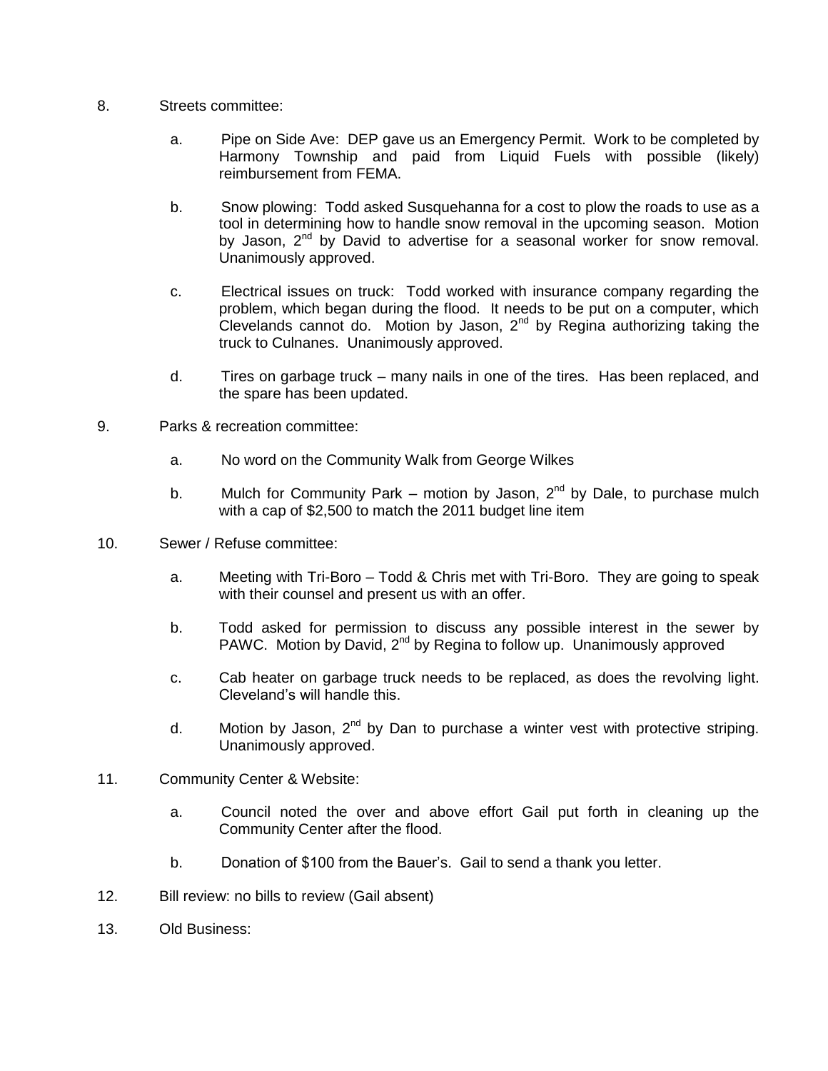8. Streets committee:

   a. Pipe on Side Ave: DEP gave us an Emergency Permit. Work to be completed by Harmony Township and paid from Liquid Fuels with possible (likely) reimbursement from FEMA.

   b. Snow plowing: Todd asked Susquehanna for a cost to plow the roads to use as a tool in determining how to handle snow removal in the upcoming season. Motion by Jason, 2nd by David to advertise for a seasonal worker for snow removal. Unanimously approved.

   c. Electrical issues on truck: Todd worked with insurance company regarding the problem, which began during the flood. It needs to be put on a computer, which Clevelands cannot do. Motion by Jason, 2nd by Regina authorizing taking the truck to Culnanes. Unanimously approved.

   d. Tires on garbage truck – many nails in one of the tires. Has been replaced, and the spare has been updated.

9. Parks & recreation committee:

   a. No word on the Community Walk from George Wilkes

   b. Mulch for Community Park – motion by Jason, 2nd by Dale, to purchase mulch with a cap of $2,500 to match the 2011 budget line item

10. Sewer / Refuse committee:

    a. Meeting with Tri-Boro – Todd & Chris met with Tri-Boro. They are going to speak with their counsel and present us with an offer.

    b. Todd asked for permission to discuss any possible interest in the sewer by PAWC. Motion by David, 2nd by Regina to follow up. Unanimously approved

    c. Cab heater on garbage truck needs to be replaced, as does the revolving light. Cleveland's will handle this.

    d. Motion by Jason, 2nd by Dan to purchase a winter vest with protective striping. Unanimously approved.

11. Community Center & Website:

    a. Council noted the over and above effort Gail put forth in cleaning up the Community Center after the flood.

    b. Donation of $100 from the Bauer's. Gail to send a thank you letter.

12. Bill review: no bills to review (Gail absent)

13. Old Business: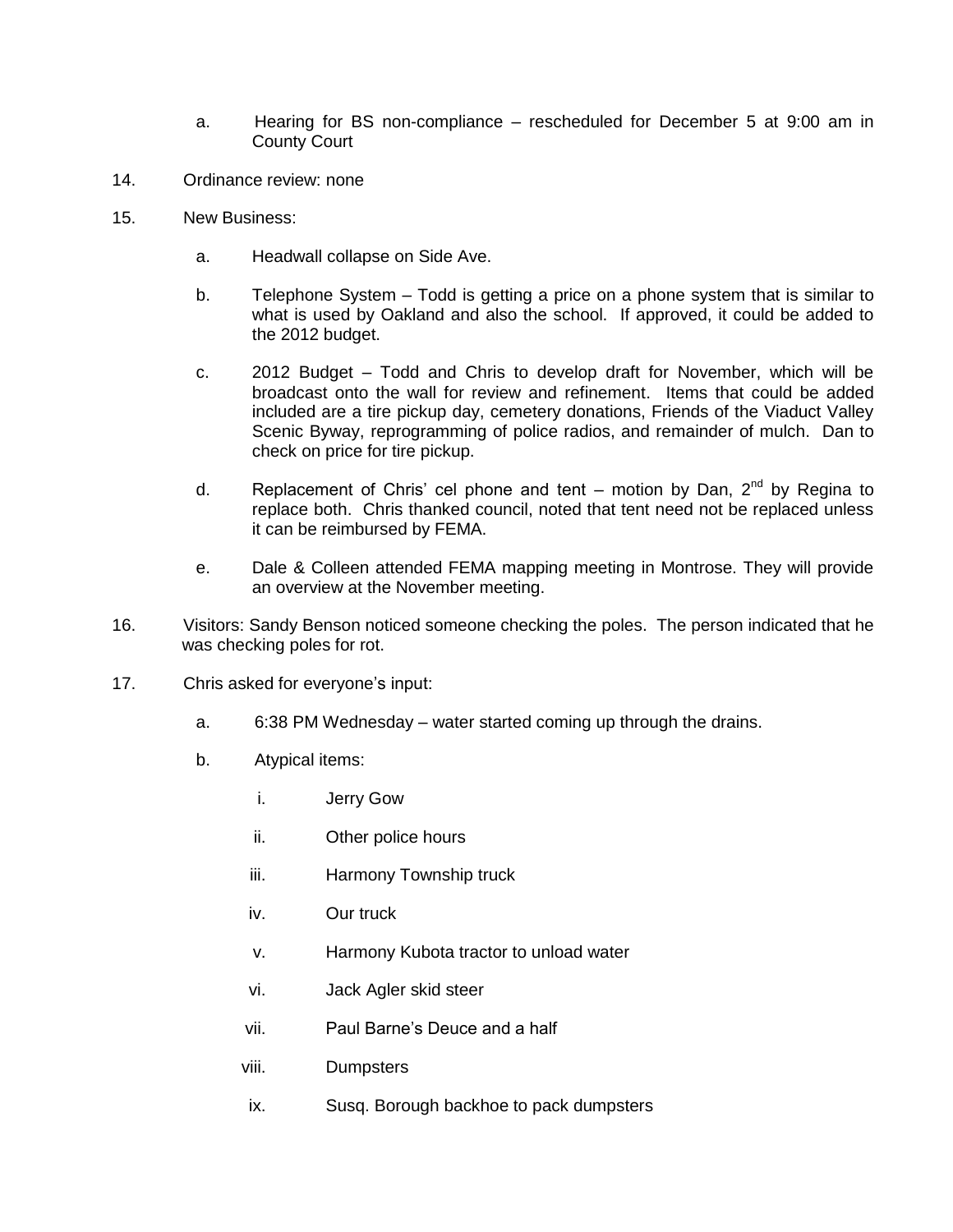a. Hearing for BS non-compliance – rescheduled for December 5 at 9:00 am in County Court

14. Ordinance review: none

15. New Business:

    a. Headwall collapse on Side Ave.

    b. Telephone System – Todd is getting a price on a phone system that is similar to what is used by Oakland and also the school. If approved, it could be added to the 2012 budget.

    c. 2012 Budget – Todd and Chris to develop draft for November, which will be broadcast onto the wall for review and refinement. Items that could be added included are a tire pickup day, cemetery donations, Friends of the Viaduct Valley Scenic Byway, reprogramming of police radios, and remainder of mulch. Dan to check on price for tire pickup.

    d. Replacement of Chris' cel phone and tent – motion by Dan, 2nd by Regina to replace both. Chris thanked council, noted that tent need not be replaced unless it can be reimbursed by FEMA.

    e. Dale & Colleen attended FEMA mapping meeting in Montrose. They will provide an overview at the November meeting.

16. Visitors: Sandy Benson noticed someone checking the poles. The person indicated that he was checking poles for rot.

17. Chris asked for everyone's input:

    a. 6:38 PM Wednesday – water started coming up through the drains.

    b. Atypical items:

       i. Jerry Gow

       ii. Other police hours

       iii. Harmony Township truck

       iv. Our truck

       v. Harmony Kubota tractor to unload water

       vi. Jack Agler skid steer

       vii. Paul Barne's Deuce and a half

       viii. Dumpsters

       ix. Susq. Borough backhoe to pack dumpsters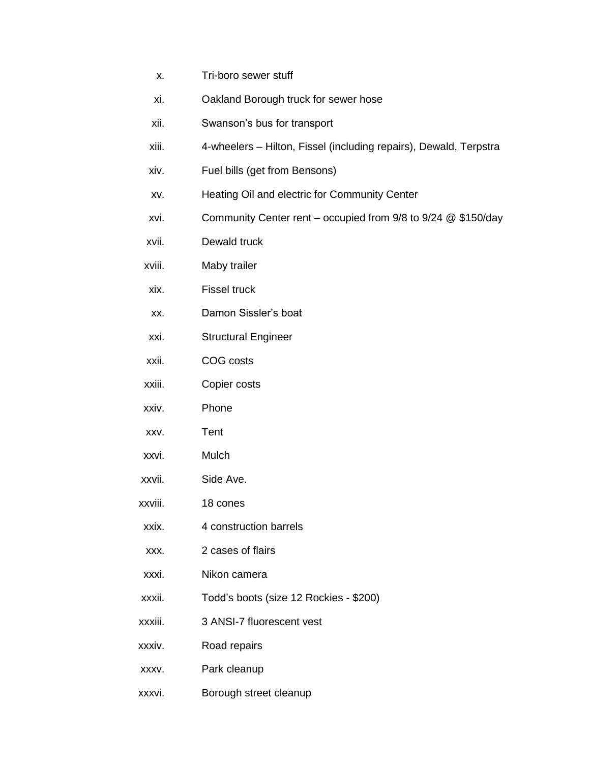x. Tri-boro sewer stuff

xi. Oakland Borough truck for sewer hose

xii. Swanson's bus for transport

xiii. 4-wheelers – Hilton, Fissel (including repairs), Dewald, Terpstra

xiv. Fuel bills (get from Bensons)

xv. Heating Oil and electric for Community Center

xvi. Community Center rent – occupied from 9/8 to 9/24 @ $150/day

xvii. Dewald truck

xviii. Maby trailer

xix. Fissel truck

xx. Damon Sissler's boat

xxi. Structural Engineer

xxii. COG costs

xxiii. Copier costs

xxiv. Phone

xxv. Tent

xxvi. Mulch

xxvii. Side Ave.

xxviii. 18 cones

xxix. 4 construction barrels

xxx. 2 cases of flairs

xxxi. Nikon camera

xxxii. Todd's boots (size 12 Rockies - $200)

xxxiii. 3 ANSI-7 fluorescent vest

xxxiv. Road repairs

xxxv. Park cleanup

xxxvi. Borough street cleanup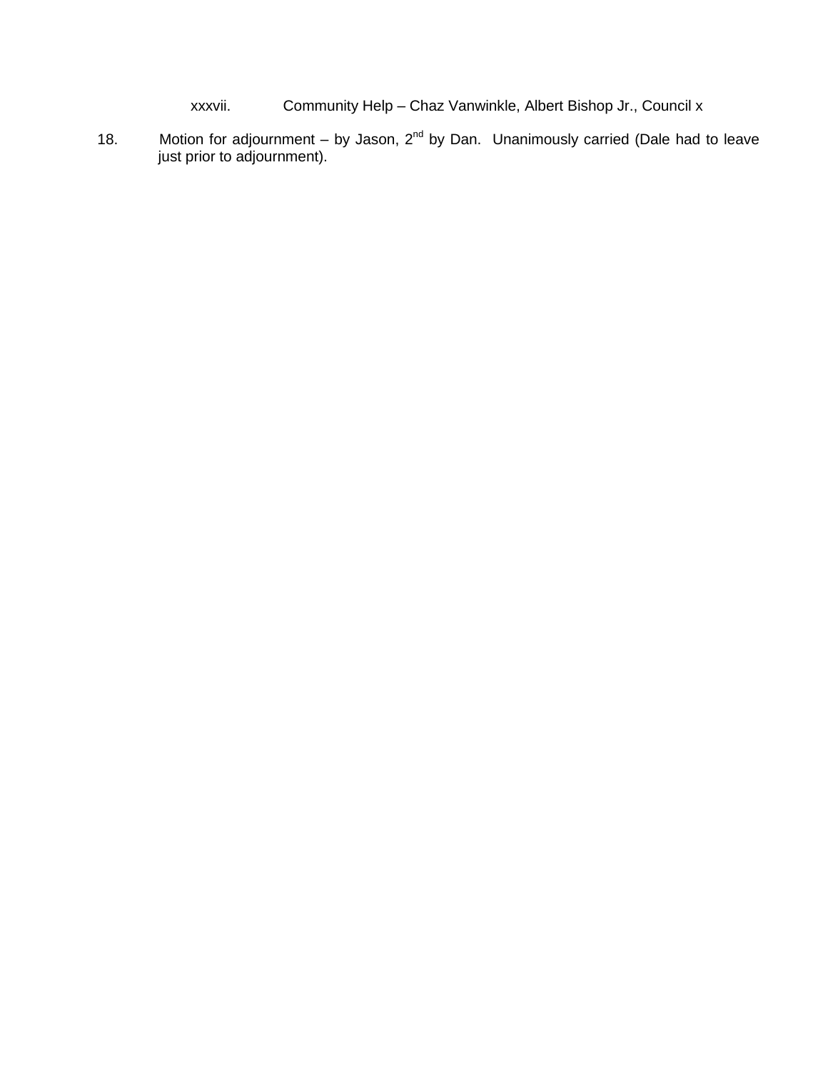xxxvii. Community Help – Chaz Vanwinkle, Albert Bishop Jr., Council x

18. Motion for adjournment – by Jason, 2nd by Dan. Unanimously carried (Dale had to leave just prior to adjournment).